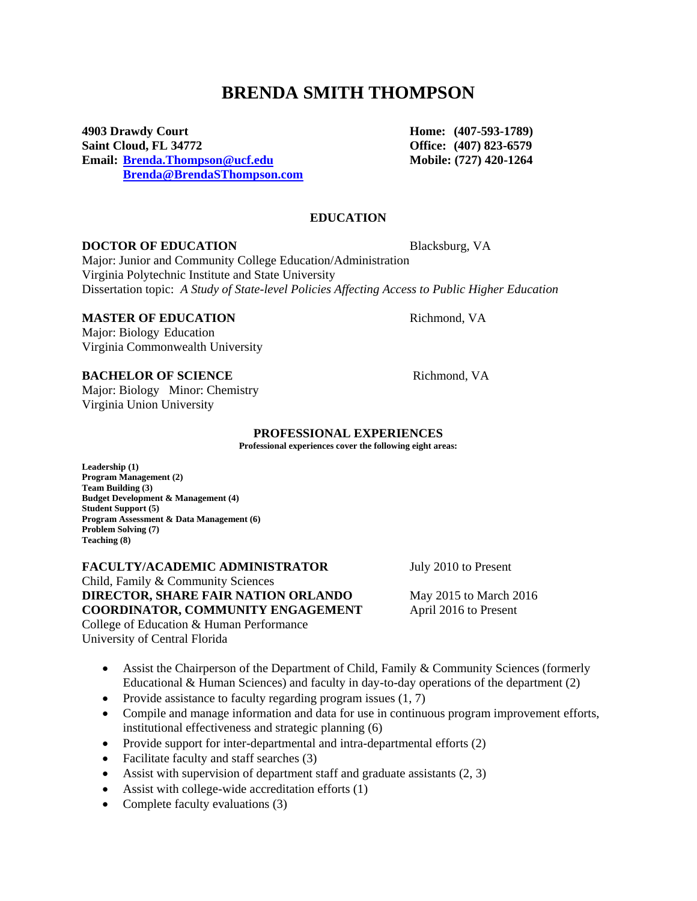# BRENDA SMITH THOMPSON

**4903 Drawdy Court**
**Saint Cloud, FL 34772**
**Email: [Brenda.Thompson@ucf.edu](mailto:Brenda.Thompson@ucf.edu)**
**[Brenda@BrendaSThompson.com](mailto:Brenda@BrendaSThompson.com)**

**Home: (407-593-1789)**
**Office: (407) 823-6579**
**Mobile: (727) 420-1264**

## EDUCATION

**DOCTOR OF EDUCATION** — Blacksburg, VA
Major: Junior and Community College Education/Administration
Virginia Polytechnic Institute and State University
Dissertation topic: *A Study of State-level Policies Affecting Access to Public Higher Education*

**MASTER OF EDUCATION** — Richmond, VA
Major: Biology Education
Virginia Commonwealth University

**BACHELOR OF SCIENCE** — Richmond, VA
Major: Biology Minor: Chemistry
Virginia Union University

## PROFESSIONAL EXPERIENCES

**Professional experiences cover the following eight areas:**

**Leadership (1)**
**Program Management (2)**
**Team Building (3)**
**Budget Development & Management (4)**
**Student Support (5)**
**Program Assessment & Data Management (6)**
**Problem Solving (7)**
**Teaching (8)**

**FACULTY/ACADEMIC ADMINISTRATOR** — July 2010 to Present
Child, Family & Community Sciences
**DIRECTOR, SHARE FAIR NATION ORLANDO** — May 2015 to March 2016
**COORDINATOR, COMMUNITY ENGAGEMENT** — April 2016 to Present
College of Education & Human Performance
University of Central Florida

- Assist the Chairperson of the Department of Child, Family & Community Sciences (formerly Educational & Human Sciences) and faculty in day-to-day operations of the department (2)
- Provide assistance to faculty regarding program issues (1, 7)
- Compile and manage information and data for use in continuous program improvement efforts, institutional effectiveness and strategic planning (6)
- Provide support for inter-departmental and intra-departmental efforts (2)
- Facilitate faculty and staff searches (3)
- Assist with supervision of department staff and graduate assistants (2, 3)
- Assist with college-wide accreditation efforts (1)
- Complete faculty evaluations (3)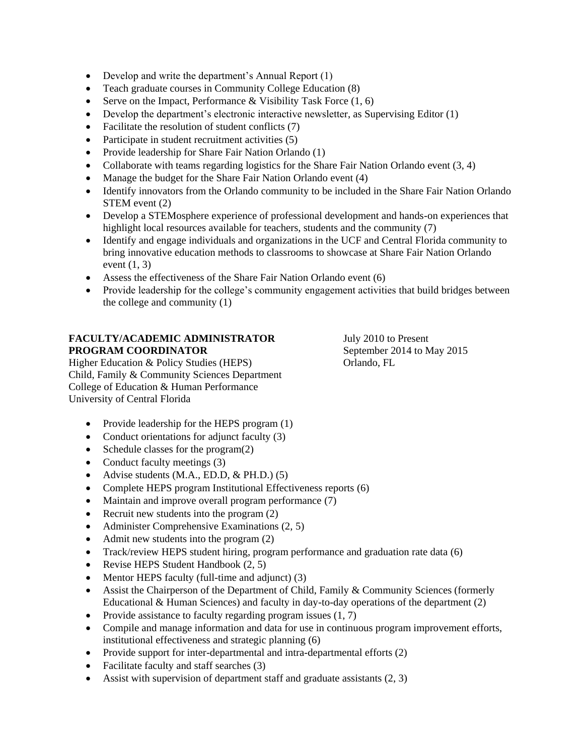- Develop and write the department's Annual Report (1)
- Teach graduate courses in Community College Education (8)
- Serve on the Impact, Performance & Visibility Task Force (1, 6)
- Develop the department's electronic interactive newsletter, as Supervising Editor (1)
- Facilitate the resolution of student conflicts (7)
- Participate in student recruitment activities (5)
- Provide leadership for Share Fair Nation Orlando (1)
- Collaborate with teams regarding logistics for the Share Fair Nation Orlando event (3, 4)
- Manage the budget for the Share Fair Nation Orlando event (4)
- Identify innovators from the Orlando community to be included in the Share Fair Nation Orlando STEM event (2)
- Develop a STEMosphere experience of professional development and hands-on experiences that highlight local resources available for teachers, students and the community (7)
- Identify and engage individuals and organizations in the UCF and Central Florida community to bring innovative education methods to classrooms to showcase at Share Fair Nation Orlando event (1, 3)
- Assess the effectiveness of the Share Fair Nation Orlando event (6)
- Provide leadership for the college's community engagement activities that build bridges between the college and community (1)

**FACULTY/ACADEMIC ADMINISTRATOR** — July 2010 to Present
**PROGRAM COORDINATOR** — September 2014 to May 2015
Higher Education & Policy Studies (HEPS) — Orlando, FL
Child, Family & Community Sciences Department
College of Education & Human Performance
University of Central Florida

- Provide leadership for the HEPS program (1)
- Conduct orientations for adjunct faculty (3)
- Schedule classes for the program(2)
- Conduct faculty meetings (3)
- Advise students (M.A., ED.D, & PH.D.) (5)
- Complete HEPS program Institutional Effectiveness reports (6)
- Maintain and improve overall program performance (7)
- Recruit new students into the program (2)
- Administer Comprehensive Examinations (2, 5)
- Admit new students into the program (2)
- Track/review HEPS student hiring, program performance and graduation rate data (6)
- Revise HEPS Student Handbook (2, 5)
- Mentor HEPS faculty (full-time and adjunct) (3)
- Assist the Chairperson of the Department of Child, Family & Community Sciences (formerly Educational & Human Sciences) and faculty in day-to-day operations of the department (2)
- Provide assistance to faculty regarding program issues (1, 7)
- Compile and manage information and data for use in continuous program improvement efforts, institutional effectiveness and strategic planning (6)
- Provide support for inter-departmental and intra-departmental efforts (2)
- Facilitate faculty and staff searches (3)
- Assist with supervision of department staff and graduate assistants (2, 3)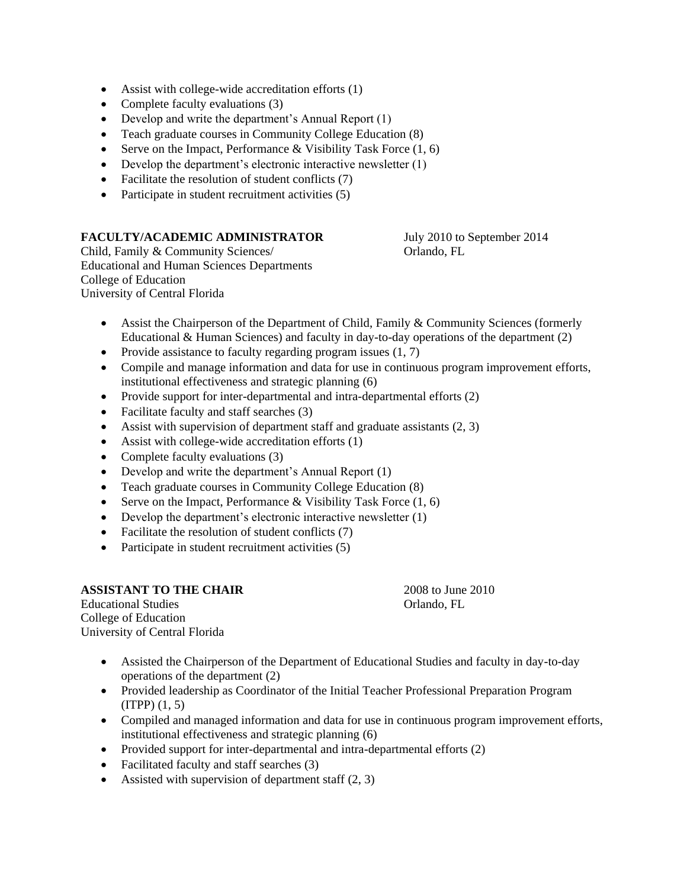- Assist with college-wide accreditation efforts (1)
- Complete faculty evaluations (3)
- Develop and write the department's Annual Report (1)
- Teach graduate courses in Community College Education (8)
- Serve on the Impact, Performance & Visibility Task Force (1, 6)
- Develop the department's electronic interactive newsletter (1)
- Facilitate the resolution of student conflicts (7)
- Participate in student recruitment activities (5)

**FACULTY/ACADEMIC ADMINISTRATOR** July 2010 to September 2014
Child, Family & Community Sciences/ Orlando, FL
Educational and Human Sciences Departments
College of Education
University of Central Florida

- Assist the Chairperson of the Department of Child, Family & Community Sciences (formerly Educational & Human Sciences) and faculty in day-to-day operations of the department (2)
- Provide assistance to faculty regarding program issues (1, 7)
- Compile and manage information and data for use in continuous program improvement efforts, institutional effectiveness and strategic planning (6)
- Provide support for inter-departmental and intra-departmental efforts (2)
- Facilitate faculty and staff searches (3)
- Assist with supervision of department staff and graduate assistants (2, 3)
- Assist with college-wide accreditation efforts (1)
- Complete faculty evaluations (3)
- Develop and write the department's Annual Report (1)
- Teach graduate courses in Community College Education (8)
- Serve on the Impact, Performance & Visibility Task Force (1, 6)
- Develop the department's electronic interactive newsletter (1)
- Facilitate the resolution of student conflicts (7)
- Participate in student recruitment activities (5)

**ASSISTANT TO THE CHAIR** 2008 to June 2010
Educational Studies Orlando, FL
College of Education
University of Central Florida

- Assisted the Chairperson of the Department of Educational Studies and faculty in day-to-day operations of the department (2)
- Provided leadership as Coordinator of the Initial Teacher Professional Preparation Program (ITPP) (1, 5)
- Compiled and managed information and data for use in continuous program improvement efforts, institutional effectiveness and strategic planning (6)
- Provided support for inter-departmental and intra-departmental efforts (2)
- Facilitated faculty and staff searches (3)
- Assisted with supervision of department staff (2, 3)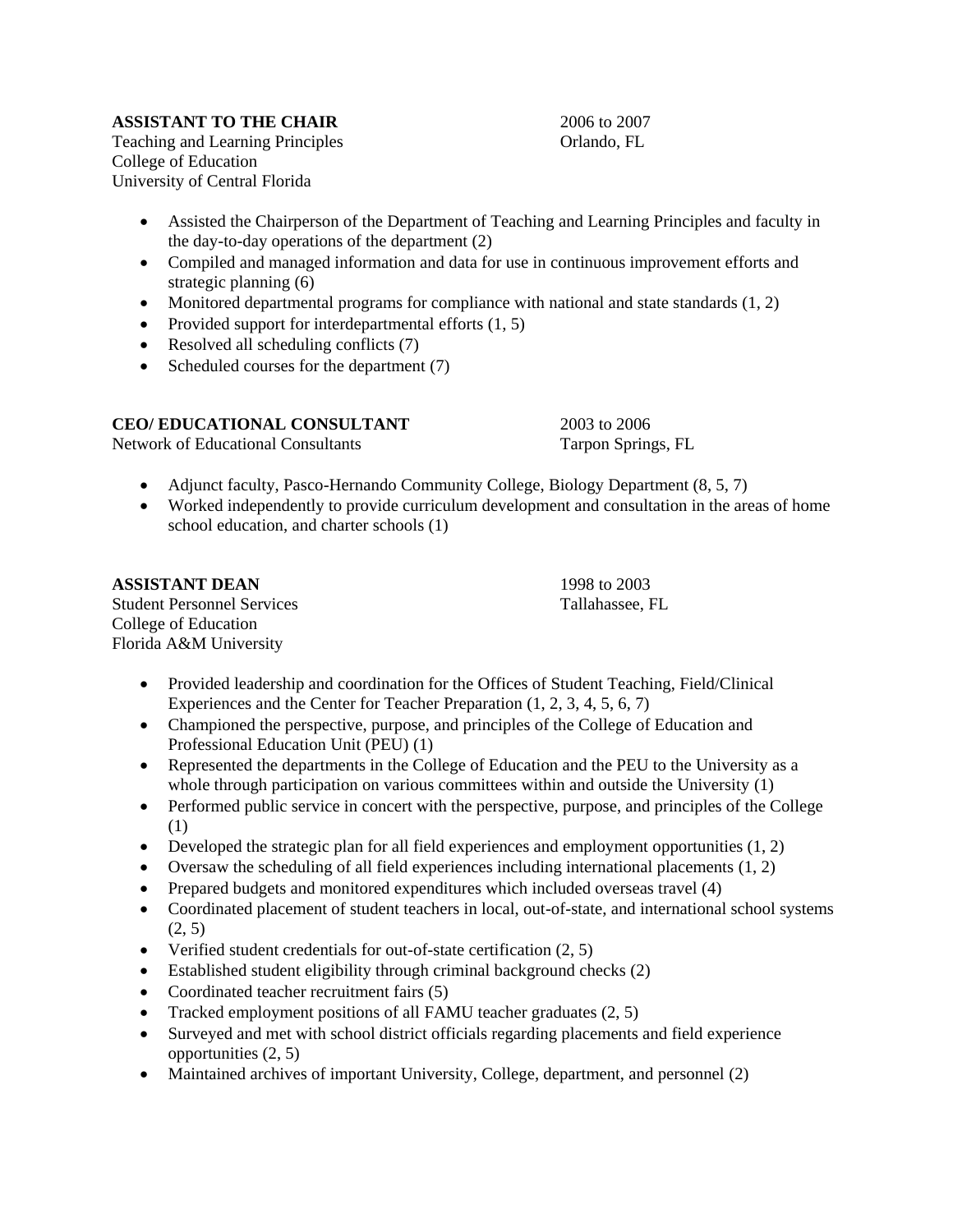**ASSISTANT TO THE CHAIR** 2006 to 2007
Teaching and Learning Principles Orlando, FL
College of Education
University of Central Florida

- Assisted the Chairperson of the Department of Teaching and Learning Principles and faculty in the day-to-day operations of the department (2)
- Compiled and managed information and data for use in continuous improvement efforts and strategic planning (6)
- Monitored departmental programs for compliance with national and state standards (1, 2)
- Provided support for interdepartmental efforts (1, 5)
- Resolved all scheduling conflicts (7)
- Scheduled courses for the department (7)

**CEO/ EDUCATIONAL CONSULTANT** 2003 to 2006
Network of Educational Consultants Tarpon Springs, FL

- Adjunct faculty, Pasco-Hernando Community College, Biology Department (8, 5, 7)
- Worked independently to provide curriculum development and consultation in the areas of home school education, and charter schools (1)

**ASSISTANT DEAN** 1998 to 2003
Student Personnel Services Tallahassee, FL
College of Education
Florida A&M University

- Provided leadership and coordination for the Offices of Student Teaching, Field/Clinical Experiences and the Center for Teacher Preparation (1, 2, 3, 4, 5, 6, 7)
- Championed the perspective, purpose, and principles of the College of Education and Professional Education Unit (PEU) (1)
- Represented the departments in the College of Education and the PEU to the University as a whole through participation on various committees within and outside the University (1)
- Performed public service in concert with the perspective, purpose, and principles of the College (1)
- Developed the strategic plan for all field experiences and employment opportunities (1, 2)
- Oversaw the scheduling of all field experiences including international placements (1, 2)
- Prepared budgets and monitored expenditures which included overseas travel (4)
- Coordinated placement of student teachers in local, out-of-state, and international school systems (2, 5)
- Verified student credentials for out-of-state certification (2, 5)
- Established student eligibility through criminal background checks (2)
- Coordinated teacher recruitment fairs (5)
- Tracked employment positions of all FAMU teacher graduates (2, 5)
- Surveyed and met with school district officials regarding placements and field experience opportunities (2, 5)
- Maintained archives of important University, College, department, and personnel (2)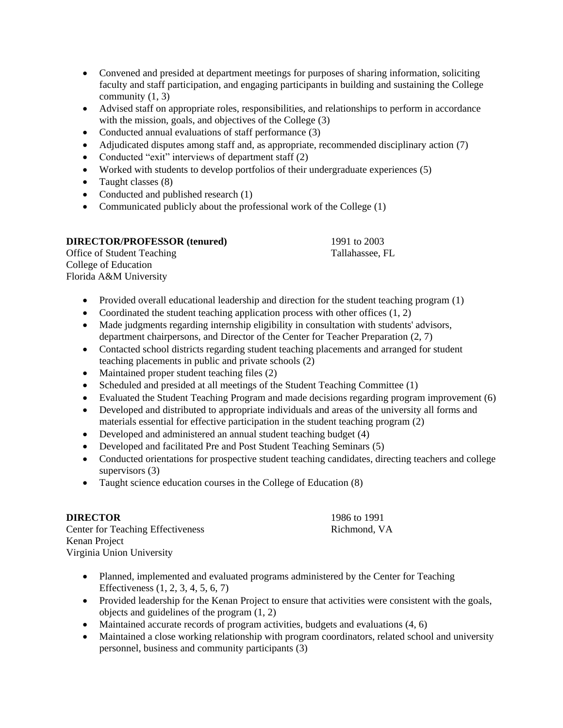- Convened and presided at department meetings for purposes of sharing information, soliciting faculty and staff participation, and engaging participants in building and sustaining the College community (1, 3)
- Advised staff on appropriate roles, responsibilities, and relationships to perform in accordance with the mission, goals, and objectives of the College (3)
- Conducted annual evaluations of staff performance (3)
- Adjudicated disputes among staff and, as appropriate, recommended disciplinary action (7)
- Conducted "exit" interviews of department staff (2)
- Worked with students to develop portfolios of their undergraduate experiences (5)
- Taught classes (8)
- Conducted and published research (1)
- Communicated publicly about the professional work of the College (1)

**DIRECTOR/PROFESSOR (tenured)** 1991 to 2003
Office of Student Teaching Tallahassee, FL
College of Education
Florida A&M University

- Provided overall educational leadership and direction for the student teaching program (1)
- Coordinated the student teaching application process with other offices (1, 2)
- Made judgments regarding internship eligibility in consultation with students' advisors, department chairpersons, and Director of the Center for Teacher Preparation (2, 7)
- Contacted school districts regarding student teaching placements and arranged for student teaching placements in public and private schools (2)
- Maintained proper student teaching files (2)
- Scheduled and presided at all meetings of the Student Teaching Committee (1)
- Evaluated the Student Teaching Program and made decisions regarding program improvement (6)
- Developed and distributed to appropriate individuals and areas of the university all forms and materials essential for effective participation in the student teaching program (2)
- Developed and administered an annual student teaching budget (4)
- Developed and facilitated Pre and Post Student Teaching Seminars (5)
- Conducted orientations for prospective student teaching candidates, directing teachers and college supervisors (3)
- Taught science education courses in the College of Education (8)

**DIRECTOR** 1986 to 1991
Center for Teaching Effectiveness Richmond, VA
Kenan Project
Virginia Union University

- Planned, implemented and evaluated programs administered by the Center for Teaching Effectiveness (1, 2, 3, 4, 5, 6, 7)
- Provided leadership for the Kenan Project to ensure that activities were consistent with the goals, objects and guidelines of the program (1, 2)
- Maintained accurate records of program activities, budgets and evaluations (4, 6)
- Maintained a close working relationship with program coordinators, related school and university personnel, business and community participants (3)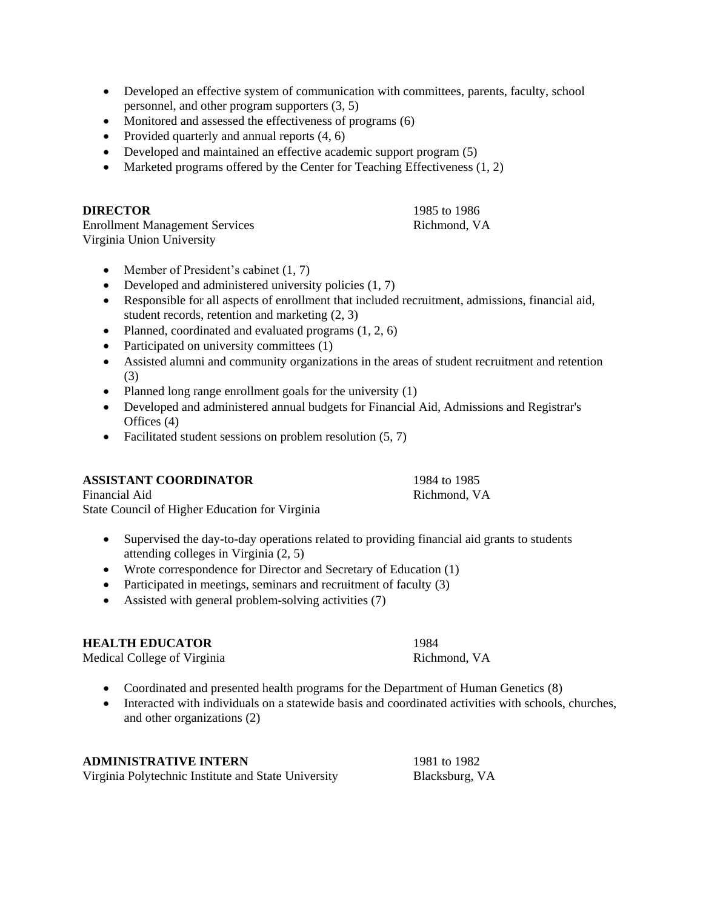- Developed an effective system of communication with committees, parents, faculty, school personnel, and other program supporters (3, 5)
- Monitored and assessed the effectiveness of programs (6)
- Provided quarterly and annual reports (4, 6)
- Developed and maintained an effective academic support program (5)
- Marketed programs offered by the Center for Teaching Effectiveness (1, 2)

**DIRECTOR** 1985 to 1986
Enrollment Management Services Richmond, VA
Virginia Union University

- Member of President's cabinet (1, 7)
- Developed and administered university policies (1, 7)
- Responsible for all aspects of enrollment that included recruitment, admissions, financial aid, student records, retention and marketing (2, 3)
- Planned, coordinated and evaluated programs (1, 2, 6)
- Participated on university committees (1)
- Assisted alumni and community organizations in the areas of student recruitment and retention (3)
- Planned long range enrollment goals for the university (1)
- Developed and administered annual budgets for Financial Aid, Admissions and Registrar's Offices (4)
- Facilitated student sessions on problem resolution (5, 7)

**ASSISTANT COORDINATOR** 1984 to 1985
Financial Aid Richmond, VA
State Council of Higher Education for Virginia

- Supervised the day-to-day operations related to providing financial aid grants to students attending colleges in Virginia (2, 5)
- Wrote correspondence for Director and Secretary of Education (1)
- Participated in meetings, seminars and recruitment of faculty (3)
- Assisted with general problem-solving activities (7)

**HEALTH EDUCATOR** 1984
Medical College of Virginia Richmond, VA

- Coordinated and presented health programs for the Department of Human Genetics (8)
- Interacted with individuals on a statewide basis and coordinated activities with schools, churches, and other organizations (2)

**ADMINISTRATIVE INTERN** 1981 to 1982
Virginia Polytechnic Institute and State University Blacksburg, VA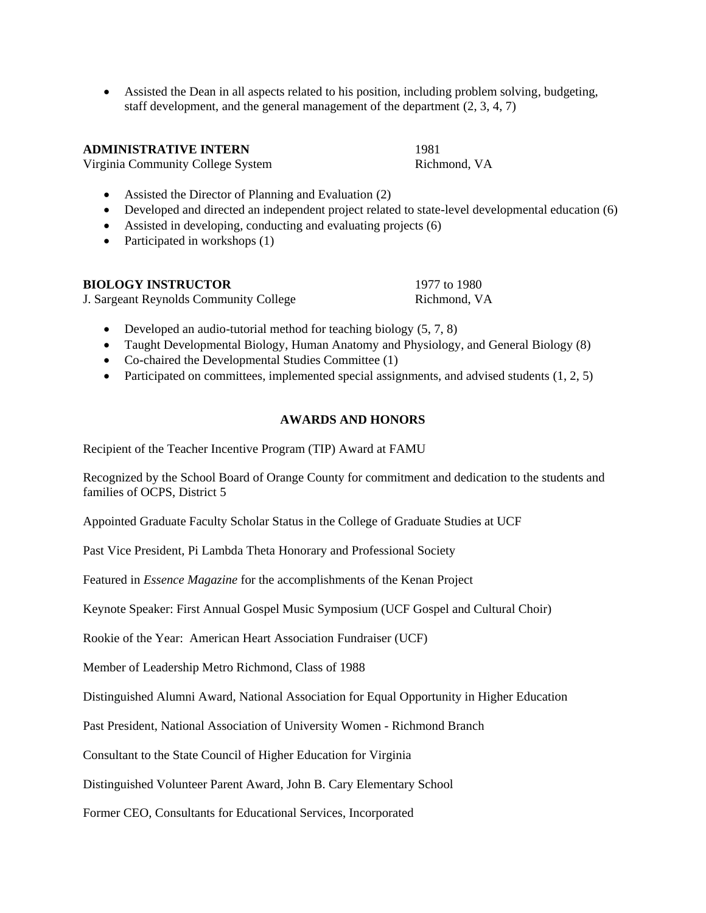- Assisted the Dean in all aspects related to his position, including problem solving, budgeting, staff development, and the general management of the department (2, 3, 4, 7)

**ADMINISTRATIVE INTERN** 1981
Virginia Community College System Richmond, VA

- Assisted the Director of Planning and Evaluation (2)
- Developed and directed an independent project related to state-level developmental education (6)
- Assisted in developing, conducting and evaluating projects (6)
- Participated in workshops (1)

**BIOLOGY INSTRUCTOR** 1977 to 1980
J. Sargeant Reynolds Community College Richmond, VA

- Developed an audio-tutorial method for teaching biology (5, 7, 8)
- Taught Developmental Biology, Human Anatomy and Physiology, and General Biology (8)
- Co-chaired the Developmental Studies Committee (1)
- Participated on committees, implemented special assignments, and advised students (1, 2, 5)

## AWARDS AND HONORS

Recipient of the Teacher Incentive Program (TIP) Award at FAMU

Recognized by the School Board of Orange County for commitment and dedication to the students and families of OCPS, District 5

Appointed Graduate Faculty Scholar Status in the College of Graduate Studies at UCF

Past Vice President, Pi Lambda Theta Honorary and Professional Society

Featured in *Essence Magazine* for the accomplishments of the Kenan Project

Keynote Speaker: First Annual Gospel Music Symposium (UCF Gospel and Cultural Choir)

Rookie of the Year: American Heart Association Fundraiser (UCF)

Member of Leadership Metro Richmond, Class of 1988

Distinguished Alumni Award, National Association for Equal Opportunity in Higher Education

Past President, National Association of University Women - Richmond Branch

Consultant to the State Council of Higher Education for Virginia

Distinguished Volunteer Parent Award, John B. Cary Elementary School

Former CEO, Consultants for Educational Services, Incorporated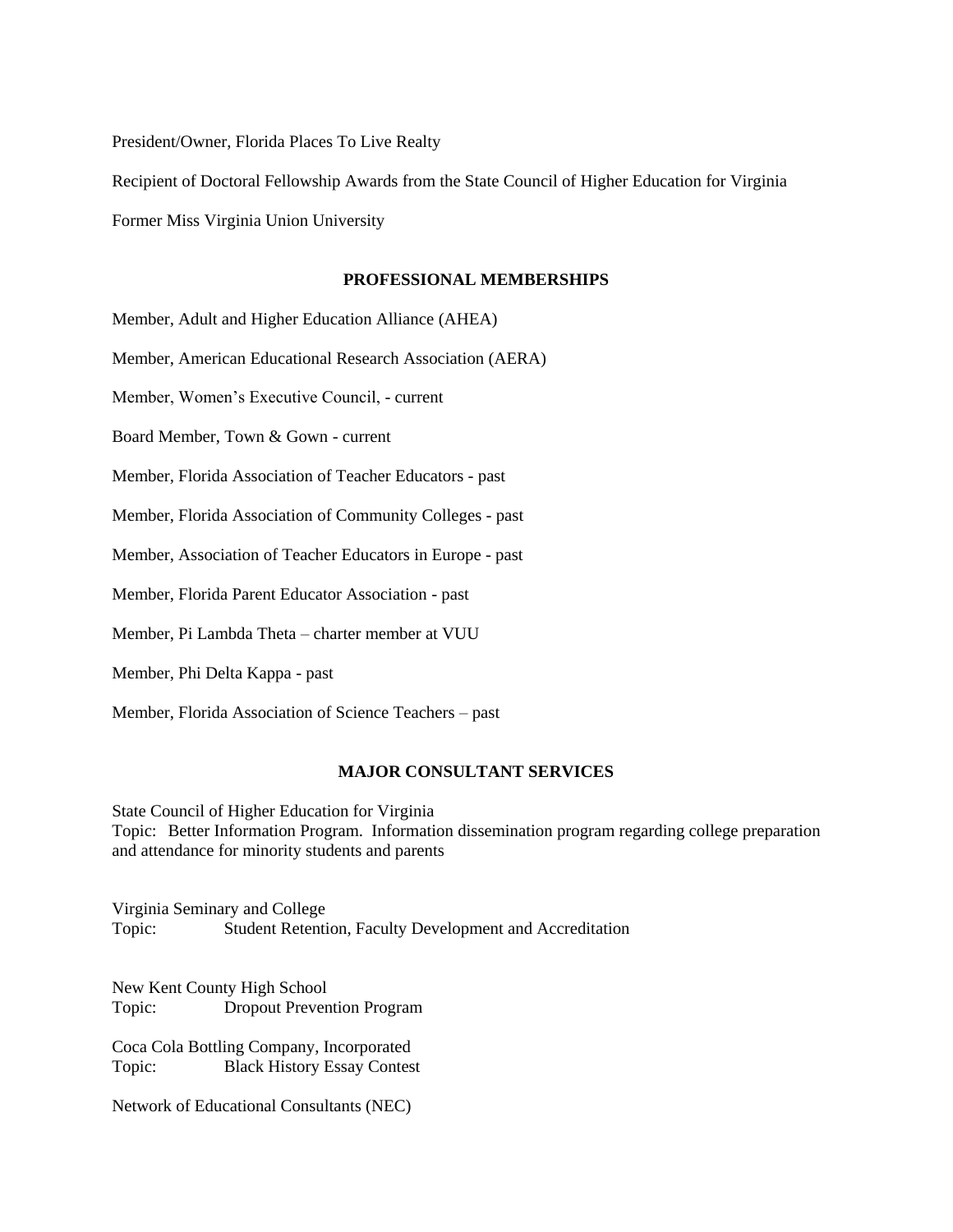President/Owner, Florida Places To Live Realty

Recipient of Doctoral Fellowship Awards from the State Council of Higher Education for Virginia

Former Miss Virginia Union University

## PROFESSIONAL MEMBERSHIPS

Member, Adult and Higher Education Alliance (AHEA)

Member, American Educational Research Association (AERA)

Member, Women's Executive Council, - current

Board Member, Town & Gown - current

Member, Florida Association of Teacher Educators - past

Member, Florida Association of Community Colleges - past

Member, Association of Teacher Educators in Europe - past

Member, Florida Parent Educator Association - past

Member, Pi Lambda Theta – charter member at VUU

Member, Phi Delta Kappa - past

Member, Florida Association of Science Teachers – past

## MAJOR CONSULTANT SERVICES

State Council of Higher Education for Virginia
Topic: Better Information Program. Information dissemination program regarding college preparation and attendance for minority students and parents

Virginia Seminary and College
Topic: Student Retention, Faculty Development and Accreditation

New Kent County High School
Topic: Dropout Prevention Program

Coca Cola Bottling Company, Incorporated
Topic: Black History Essay Contest

Network of Educational Consultants (NEC)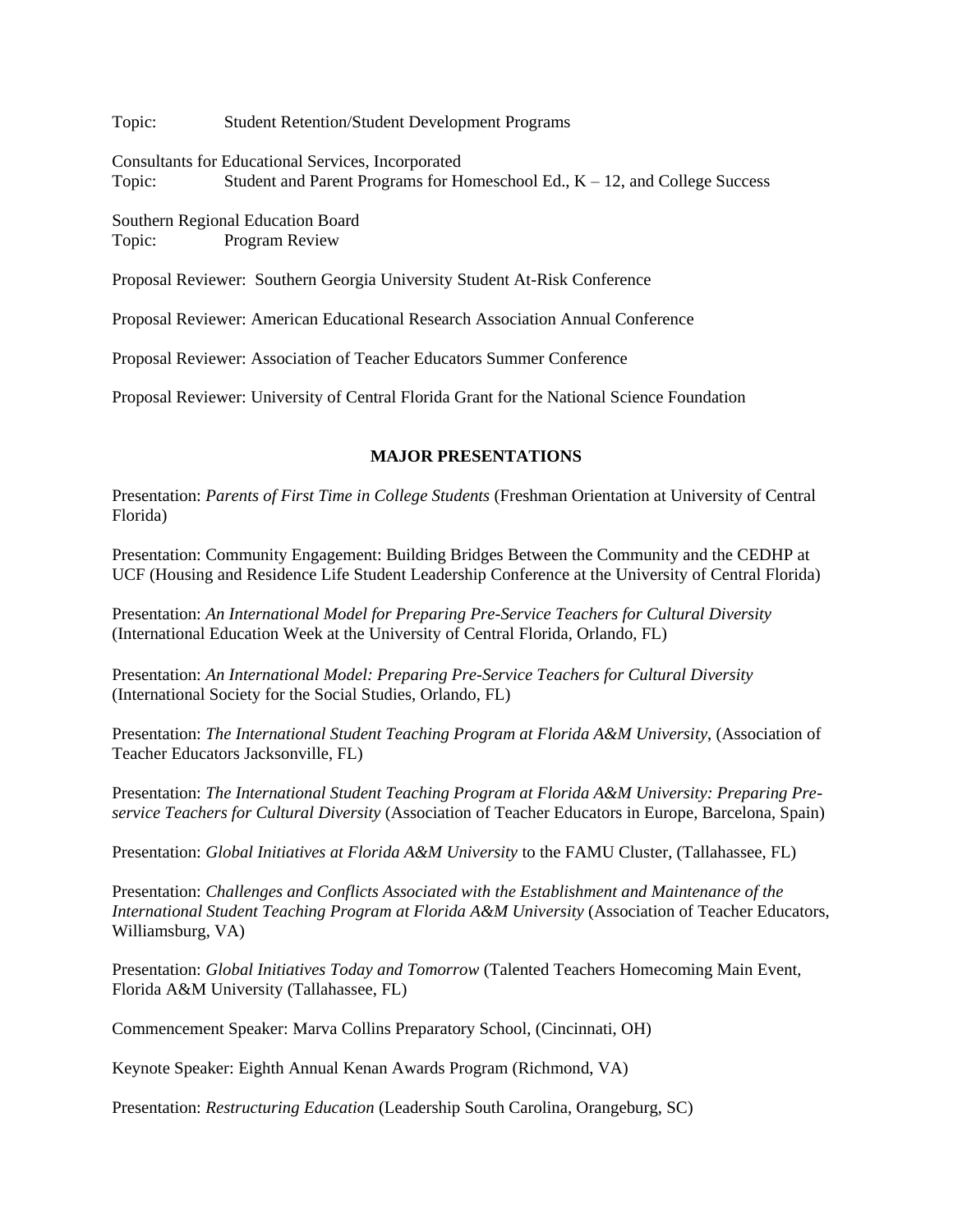Topic: Student Retention/Student Development Programs

Consultants for Educational Services, Incorporated
Topic: Student and Parent Programs for Homeschool Ed., K – 12, and College Success

Southern Regional Education Board
Topic: Program Review

Proposal Reviewer: Southern Georgia University Student At-Risk Conference

Proposal Reviewer: American Educational Research Association Annual Conference

Proposal Reviewer: Association of Teacher Educators Summer Conference

Proposal Reviewer: University of Central Florida Grant for the National Science Foundation

## MAJOR PRESENTATIONS

Presentation: *Parents of First Time in College Students* (Freshman Orientation at University of Central Florida)

Presentation: Community Engagement: Building Bridges Between the Community and the CEDHP at UCF (Housing and Residence Life Student Leadership Conference at the University of Central Florida)

Presentation: *An International Model for Preparing Pre-Service Teachers for Cultural Diversity* (International Education Week at the University of Central Florida, Orlando, FL)

Presentation: *An International Model: Preparing Pre-Service Teachers for Cultural Diversity* (International Society for the Social Studies, Orlando, FL)

Presentation: *The International Student Teaching Program at Florida A&M University*, (Association of Teacher Educators Jacksonville, FL)

Presentation: *The International Student Teaching Program at Florida A&M University: Preparing Pre-service Teachers for Cultural Diversity* (Association of Teacher Educators in Europe, Barcelona, Spain)

Presentation: *Global Initiatives at Florida A&M University* to the FAMU Cluster, (Tallahassee, FL)

Presentation: *Challenges and Conflicts Associated with the Establishment and Maintenance of the International Student Teaching Program at Florida A&M University* (Association of Teacher Educators, Williamsburg, VA)

Presentation: *Global Initiatives Today and Tomorrow* (Talented Teachers Homecoming Main Event, Florida A&M University (Tallahassee, FL)

Commencement Speaker: Marva Collins Preparatory School, (Cincinnati, OH)

Keynote Speaker: Eighth Annual Kenan Awards Program (Richmond, VA)

Presentation: *Restructuring Education* (Leadership South Carolina, Orangeburg, SC)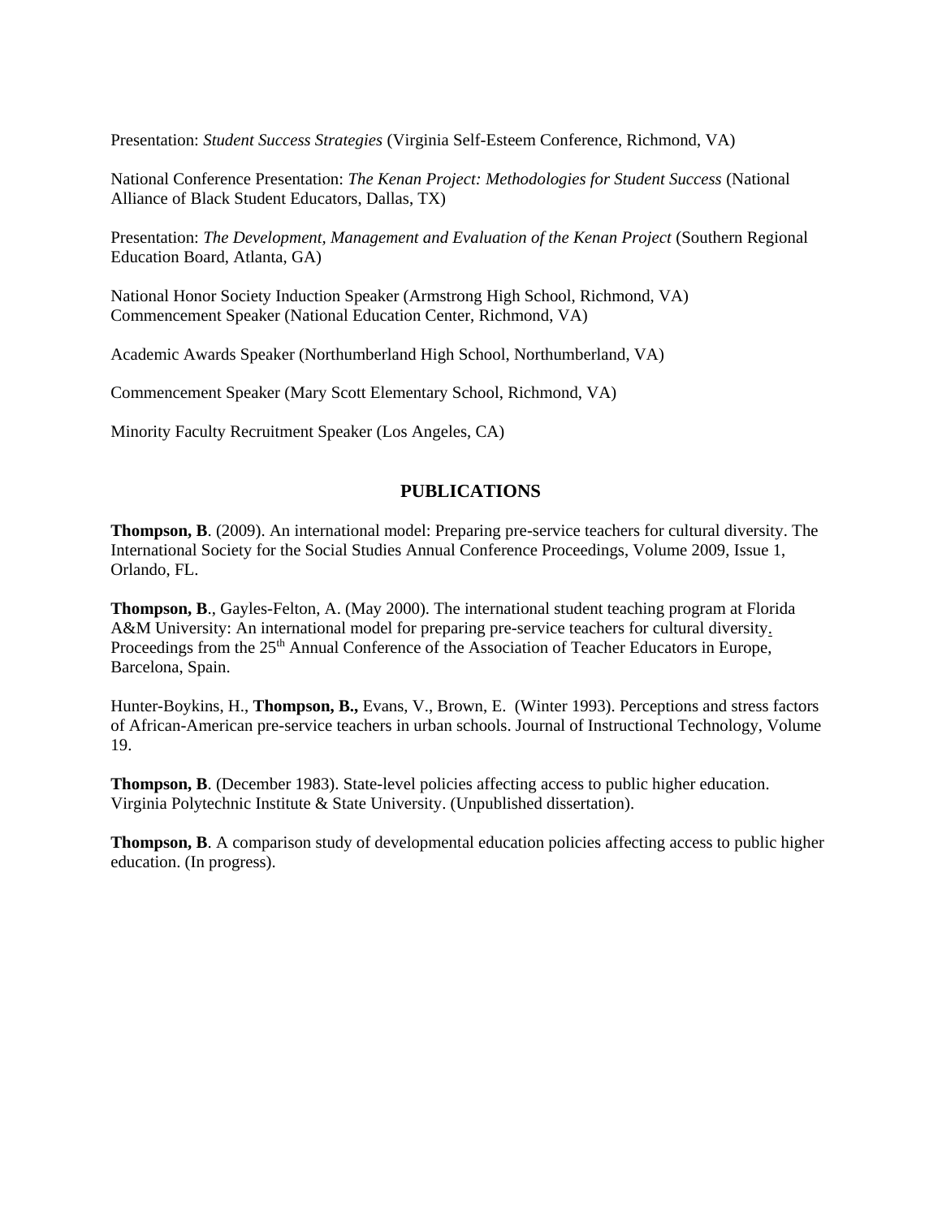Presentation: *Student Success Strategies* (Virginia Self-Esteem Conference, Richmond, VA)

National Conference Presentation: *The Kenan Project: Methodologies for Student Success* (National Alliance of Black Student Educators, Dallas, TX)

Presentation: *The Development, Management and Evaluation of the Kenan Project* (Southern Regional Education Board, Atlanta, GA)

National Honor Society Induction Speaker (Armstrong High School, Richmond, VA)
Commencement Speaker (National Education Center, Richmond, VA)

Academic Awards Speaker (Northumberland High School, Northumberland, VA)

Commencement Speaker (Mary Scott Elementary School, Richmond, VA)

Minority Faculty Recruitment Speaker (Los Angeles, CA)

## PUBLICATIONS

**Thompson, B**. (2009). An international model: Preparing pre-service teachers for cultural diversity. The International Society for the Social Studies Annual Conference Proceedings, Volume 2009, Issue 1, Orlando, FL.

**Thompson, B**., Gayles-Felton, A. (May 2000). The international student teaching program at Florida A&M University: An international model for preparing pre-service teachers for cultural diversity. Proceedings from the 25th Annual Conference of the Association of Teacher Educators in Europe, Barcelona, Spain.

Hunter-Boykins, H., **Thompson, B.,** Evans, V., Brown, E. (Winter 1993). Perceptions and stress factors of African-American pre-service teachers in urban schools. Journal of Instructional Technology, Volume 19.

**Thompson, B**. (December 1983). State-level policies affecting access to public higher education. Virginia Polytechnic Institute & State University. (Unpublished dissertation).

**Thompson, B**. A comparison study of developmental education policies affecting access to public higher education. (In progress).